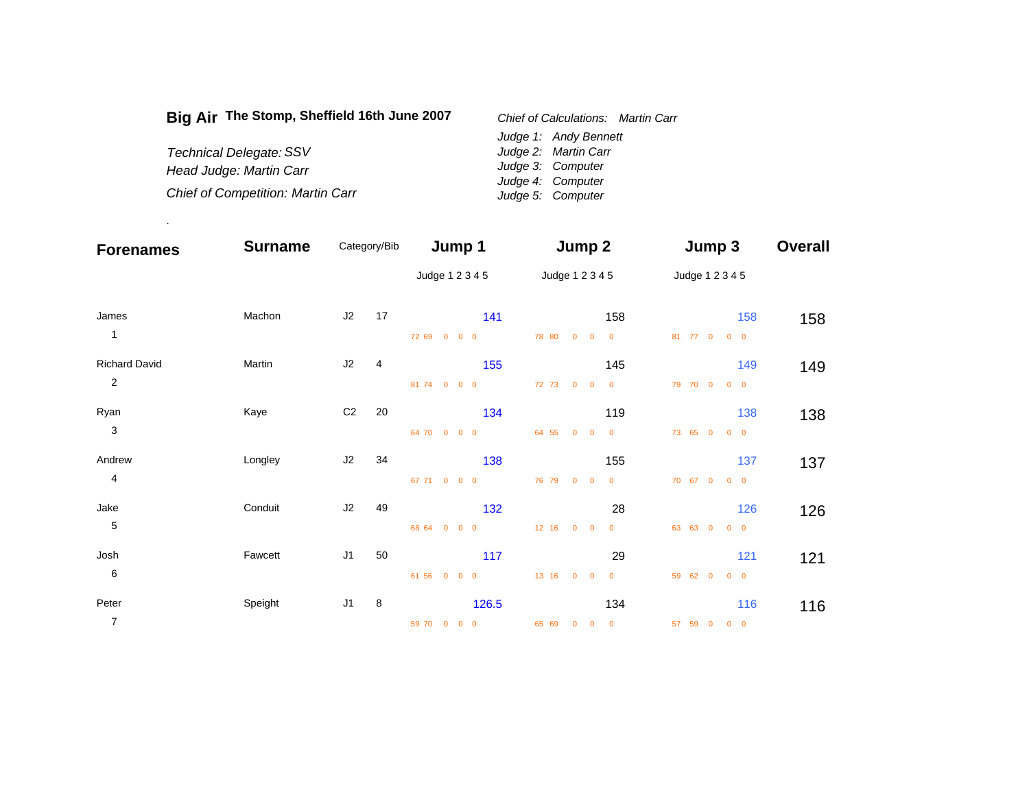**Big Air** **The Stomp, Sheffield 16th June 2007**

*Technical Delegate:* *SSV*
*Head Judge: Martin Carr*
*Chief of Competition: Martin Carr*

*Chief of Calculations:* *Martin Carr*
*Judge 1:* *Andy Bennett*
*Judge 2:* *Martin Carr*
*Judge 3:* *Computer*
*Judge 4:* *Computer*
*Judge 5:* *Computer*

.

| Forenames | Surname | Category/Bib | | Jump 1 | | Jump 2 | | Jump 3 | | Overall |
|---|---|---|---|---|---|---|---|---|---|---|
| | | | | Judge 1 2 3 4 5 | | Judge 1 2 3 4 5 | | Judge 1 2 3 4 5 | | |
| James | Machon | J2 | 17 | 72 69 0 0 0 | 141 | 78 80 0 0 0 | 158 | 81 77 0 0 0 | 158 | 158 |
| 1 | | | | | | | | | | |
| Richard David | Martin | J2 | 4 | 81 74 0 0 0 | 155 | 72 73 0 0 0 | 145 | 79 70 0 0 0 | 149 | 149 |
| 2 | | | | | | | | | | |
| Ryan | Kaye | C2 | 20 | 64 70 0 0 0 | 134 | 64 55 0 0 0 | 119 | 73 65 0 0 0 | 138 | 138 |
| 3 | | | | | | | | | | |
| Andrew | Longley | J2 | 34 | 67 71 0 0 0 | 138 | 76 79 0 0 0 | 155 | 70 67 0 0 0 | 137 | 137 |
| 4 | | | | | | | | | | |
| Jake | Conduit | J2 | 49 | 68 64 0 0 0 | 132 | 12 16 0 0 0 | 28 | 63 63 0 0 0 | 126 | 126 |
| 5 | | | | | | | | | | |
| Josh | Fawcett | J1 | 50 | 61 56 0 0 0 | 117 | 13 16 0 0 0 | 29 | 59 62 0 0 0 | 121 | 121 |
| 6 | | | | | | | | | | |
| Peter | Speight | J1 | 8 | 59 70 0 0 0 | 126.5 | 65 69 0 0 0 | 134 | 57 59 0 0 0 | 116 | 116 |
| 7 | | | | | | | | | | |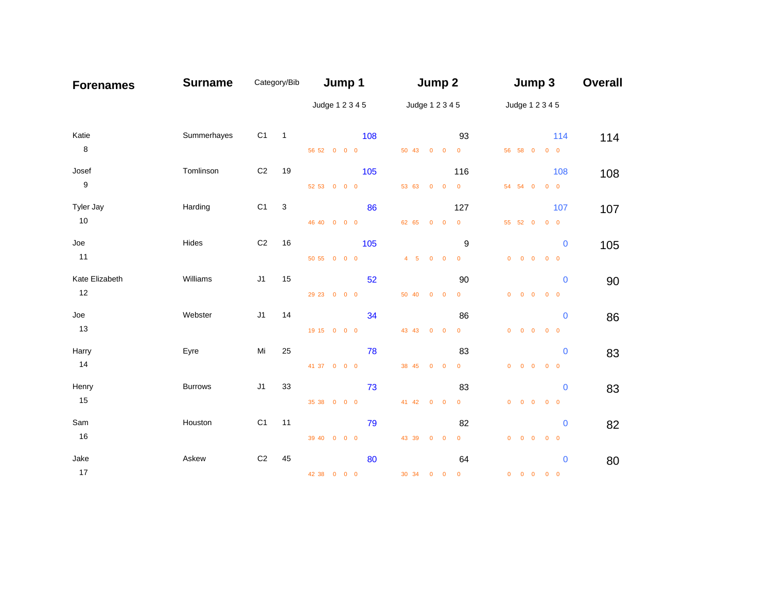| Forenames | Surname | Category/Bib | | Jump 1 | Jump 2 | Jump 3 | Overall |
|---|---|---|---|---|---|---|---|
| | | | | Judge 1 2 3 4 5 | Judge 1 2 3 4 5 | Judge 1 2 3 4 5 | |
| Katie | Summerhayes | C1 | 1 | 108 | 93 | 114 | 114 |
| 8 | | | | 56 52 0 0 0 | 50 43 0 0 0 | 56 58 0 0 0 | |
| Josef | Tomlinson | C2 | 19 | 105 | 116 | 108 | 108 |
| 9 | | | | 52 53 0 0 0 | 53 63 0 0 0 | 54 54 0 0 0 | |
| Tyler Jay | Harding | C1 | 3 | 86 | 127 | 107 | 107 |
| 10 | | | | 46 40 0 0 0 | 62 65 0 0 0 | 55 52 0 0 0 | |
| Joe | Hides | C2 | 16 | 105 | 9 | 0 | 105 |
| 11 | | | | 50 55 0 0 0 | 4 5 0 0 0 | 0 0 0 0 0 | |
| Kate Elizabeth | Williams | J1 | 15 | 52 | 90 | 0 | 90 |
| 12 | | | | 29 23 0 0 0 | 50 40 0 0 0 | 0 0 0 0 0 | |
| Joe | Webster | J1 | 14 | 34 | 86 | 0 | 86 |
| 13 | | | | 19 15 0 0 0 | 43 43 0 0 0 | 0 0 0 0 0 | |
| Harry | Eyre | Mi | 25 | 78 | 83 | 0 | 83 |
| 14 | | | | 41 37 0 0 0 | 38 45 0 0 0 | 0 0 0 0 0 | |
| Henry | Burrows | J1 | 33 | 73 | 83 | 0 | 83 |
| 15 | | | | 35 38 0 0 0 | 41 42 0 0 0 | 0 0 0 0 0 | |
| Sam | Houston | C1 | 11 | 79 | 82 | 0 | 82 |
| 16 | | | | 39 40 0 0 0 | 43 39 0 0 0 | 0 0 0 0 0 | |
| Jake | Askew | C2 | 45 | 80 | 64 | 0 | 80 |
| 17 | | | | 42 38 0 0 0 | 30 34 0 0 0 | 0 0 0 0 0 | |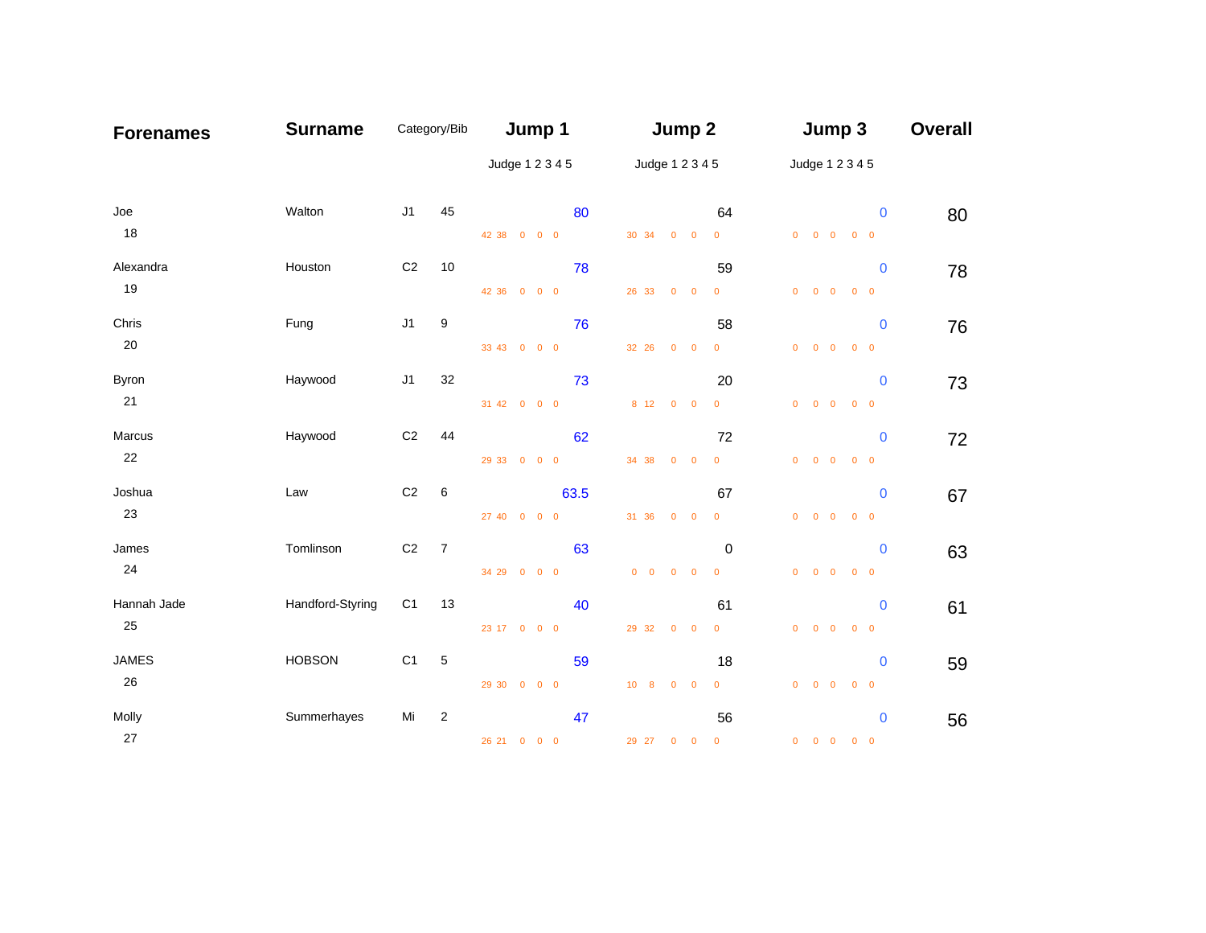| Forenames | Surname | Category/Bib | | Jump 1 | Jump 2 | Jump 3 | Overall |
|---|---|---|---|---|---|---|---|
| | | | | Judge 1 2 3 4 5 | Judge 1 2 3 4 5 | Judge 1 2 3 4 5 | |
| Joe | Walton | J1 | 45 | 80 | 64 | 0 | 80 |
| 18 | | | | 42 38 0 0 0 | 30 34 0 0 0 | 0 0 0 0 0 | |
| Alexandra | Houston | C2 | 10 | 78 | 59 | 0 | 78 |
| 19 | | | | 42 36 0 0 0 | 26 33 0 0 0 | 0 0 0 0 0 | |
| Chris | Fung | J1 | 9 | 76 | 58 | 0 | 76 |
| 20 | | | | 33 43 0 0 0 | 32 26 0 0 0 | 0 0 0 0 0 | |
| Byron | Haywood | J1 | 32 | 73 | 20 | 0 | 73 |
| 21 | | | | 31 42 0 0 0 | 8 12 0 0 0 | 0 0 0 0 0 | |
| Marcus | Haywood | C2 | 44 | 62 | 72 | 0 | 72 |
| 22 | | | | 29 33 0 0 0 | 34 38 0 0 0 | 0 0 0 0 0 | |
| Joshua | Law | C2 | 6 | 63.5 | 67 | 0 | 67 |
| 23 | | | | 27 40 0 0 0 | 31 36 0 0 0 | 0 0 0 0 0 | |
| James | Tomlinson | C2 | 7 | 63 | 0 | 0 | 63 |
| 24 | | | | 34 29 0 0 0 | 0 0 0 0 0 | 0 0 0 0 0 | |
| Hannah Jade | Handford-Styring | C1 | 13 | 40 | 61 | 0 | 61 |
| 25 | | | | 23 17 0 0 0 | 29 32 0 0 0 | 0 0 0 0 0 | |
| JAMES | HOBSON | C1 | 5 | 59 | 18 | 0 | 59 |
| 26 | | | | 29 30 0 0 0 | 10 8 0 0 0 | 0 0 0 0 0 | |
| Molly | Summerhayes | Mi | 2 | 47 | 56 | 0 | 56 |
| 27 | | | | 26 21 0 0 0 | 29 27 0 0 0 | 0 0 0 0 0 | |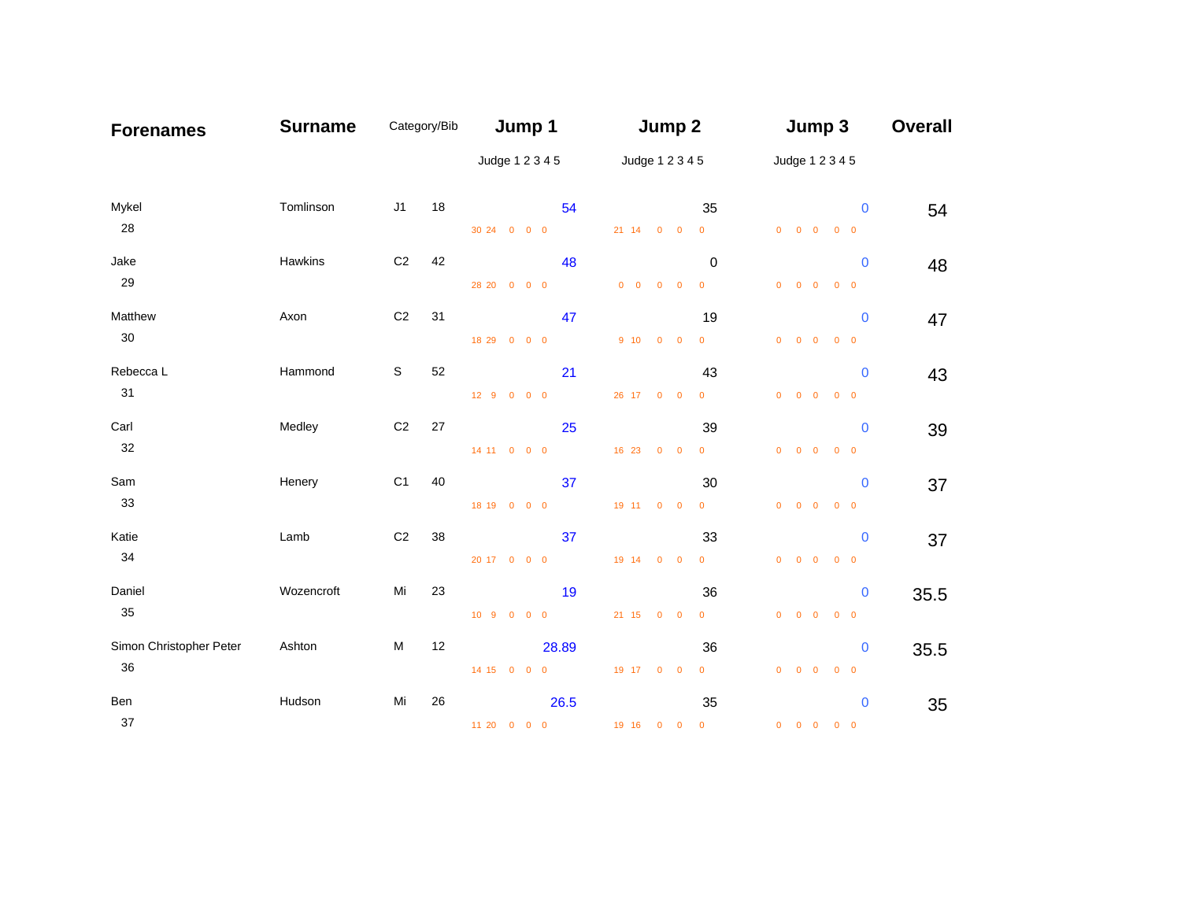| Forenames | Surname | Category/Bib | | Jump 1 | Jump 2 | Jump 3 | Overall |
|---|---|---|---|---|---|---|---|
| | | | | Judge 1 2 3 4 5 | Judge 1 2 3 4 5 | Judge 1 2 3 4 5 | |
| Mykel | Tomlinson | J1 | 18 | 54 | 35 | 0 | 54 |
| 28 | | | | 30 24 0 0 0 | 21 14 0 0 0 | 0 0 0 0 0 | |
| Jake | Hawkins | C2 | 42 | 48 | 0 | 0 | 48 |
| 29 | | | | 28 20 0 0 0 | 0 0 0 0 0 | 0 0 0 0 0 | |
| Matthew | Axon | C2 | 31 | 47 | 19 | 0 | 47 |
| 30 | | | | 18 29 0 0 0 | 9 10 0 0 0 | 0 0 0 0 0 | |
| Rebecca L | Hammond | S | 52 | 21 | 43 | 0 | 43 |
| 31 | | | | 12 9 0 0 0 | 26 17 0 0 0 | 0 0 0 0 0 | |
| Carl | Medley | C2 | 27 | 25 | 39 | 0 | 39 |
| 32 | | | | 14 11 0 0 0 | 16 23 0 0 0 | 0 0 0 0 0 | |
| Sam | Henery | C1 | 40 | 37 | 30 | 0 | 37 |
| 33 | | | | 18 19 0 0 0 | 19 11 0 0 0 | 0 0 0 0 0 | |
| Katie | Lamb | C2 | 38 | 37 | 33 | 0 | 37 |
| 34 | | | | 20 17 0 0 0 | 19 14 0 0 0 | 0 0 0 0 0 | |
| Daniel | Wozencroft | Mi | 23 | 19 | 36 | 0 | 35.5 |
| 35 | | | | 10 9 0 0 0 | 21 15 0 0 0 | 0 0 0 0 0 | |
| Simon Christopher Peter | Ashton | M | 12 | 28.89 | 36 | 0 | 35.5 |
| 36 | | | | 14 15 0 0 0 | 19 17 0 0 0 | 0 0 0 0 0 | |
| Ben | Hudson | Mi | 26 | 26.5 | 35 | 0 | 35 |
| 37 | | | | 11 20 0 0 0 | 19 16 0 0 0 | 0 0 0 0 0 | |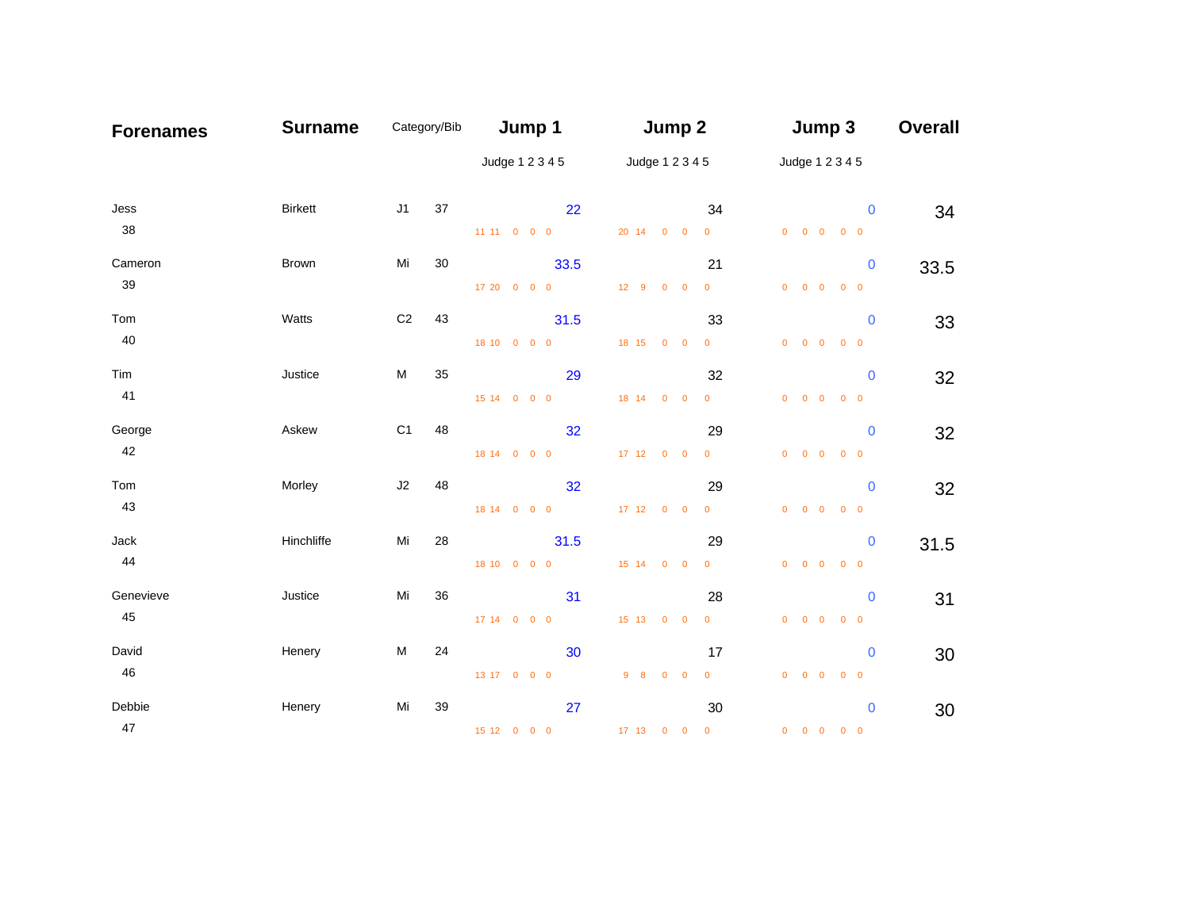| Forenames | Surname | Category/Bib | | Jump 1 | Jump 2 | Jump 3 | Overall |
|---|---|---|---|---|---|---|---|
| | | | | Judge 1 2 3 4 5 | Judge 1 2 3 4 5 | Judge 1 2 3 4 5 | |
| Jess 38 | Birkett | J1 | 37 | 22<br>11 11 0 0 0 | 34<br>20 14 0 0 0 | 0<br>0 0 0 0 0 | 34 |
| Cameron 39 | Brown | Mi | 30 | 33.5<br>17 20 0 0 0 | 21<br>12 9 0 0 0 | 0<br>0 0 0 0 0 | 33.5 |
| Tom 40 | Watts | C2 | 43 | 31.5<br>18 10 0 0 0 | 33<br>18 15 0 0 0 | 0<br>0 0 0 0 0 | 33 |
| Tim 41 | Justice | M | 35 | 29<br>15 14 0 0 0 | 32<br>18 14 0 0 0 | 0<br>0 0 0 0 0 | 32 |
| George 42 | Askew | C1 | 48 | 32<br>18 14 0 0 0 | 29<br>17 12 0 0 0 | 0<br>0 0 0 0 0 | 32 |
| Tom 43 | Morley | J2 | 48 | 32<br>18 14 0 0 0 | 29<br>17 12 0 0 0 | 0<br>0 0 0 0 0 | 32 |
| Jack 44 | Hinchliffe | Mi | 28 | 31.5<br>18 10 0 0 0 | 29<br>15 14 0 0 0 | 0<br>0 0 0 0 0 | 31.5 |
| Genevieve 45 | Justice | Mi | 36 | 31<br>17 14 0 0 0 | 28<br>15 13 0 0 0 | 0<br>0 0 0 0 0 | 31 |
| David 46 | Henery | M | 24 | 30<br>13 17 0 0 0 | 17<br>9 8 0 0 0 | 0<br>0 0 0 0 0 | 30 |
| Debbie 47 | Henery | Mi | 39 | 27<br>15 12 0 0 0 | 30<br>17 13 0 0 0 | 0<br>0 0 0 0 0 | 30 |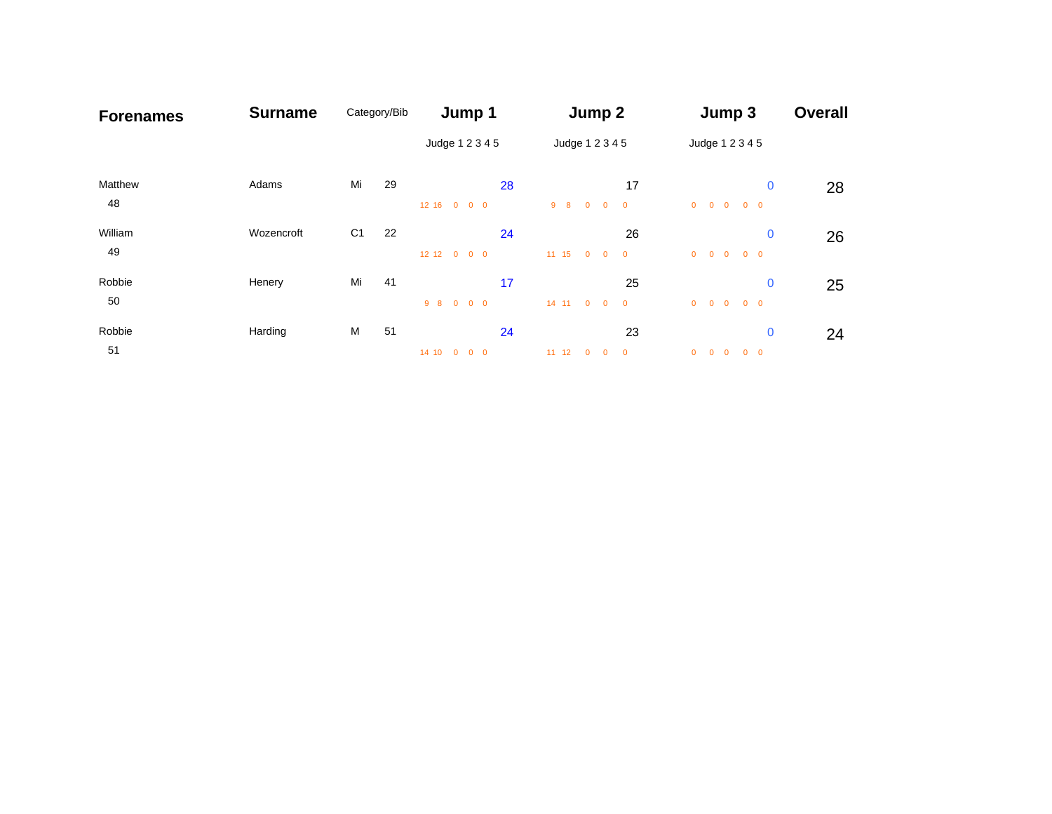| Forenames | Surname | Category/Bib | | Jump 1 | Jump 2 | Jump 3 | Overall |
|---|---|---|---|---|---|---|---|
| | | | | Judge 1 2 3 4 5 | Judge 1 2 3 4 5 | Judge 1 2 3 4 5 | |
| Matthew | Adams | Mi | 29 | 28 | 17 | 0 | 28 |
| 48 | | | | 12 16 0 0 0 | 9 8 0 0 0 | 0 0 0 0 0 | |
| William | Wozencroft | C1 | 22 | 24 | 26 | 0 | 26 |
| 49 | | | | 12 12 0 0 0 | 11 15 0 0 0 | 0 0 0 0 0 | |
| Robbie | Henery | Mi | 41 | 17 | 25 | 0 | 25 |
| 50 | | | | 9 8 0 0 0 | 14 11 0 0 0 | 0 0 0 0 0 | |
| Robbie | Harding | M | 51 | 24 | 23 | 0 | 24 |
| 51 | | | | 14 10 0 0 0 | 11 12 0 0 0 | 0 0 0 0 0 | |